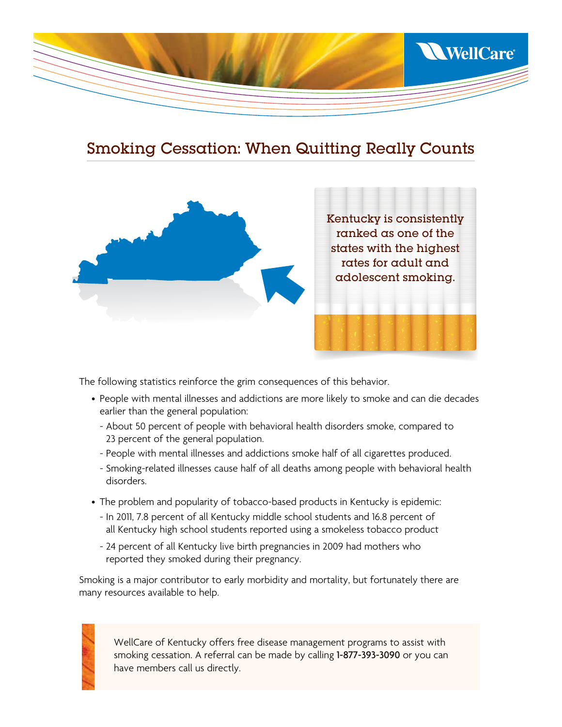WellCare

# Smoking Cessation: When Quitting Really Counts

Kentucky is consistently ranked as one of the states with the highest rates for adult and adolescent smoking.

The following statistics reinforce the grim consequences of this behavior.

- People with mental illnesses and addictions are more likely to smoke and can die decades earlier than the general population:
  - About 50 percent of people with behavioral health disorders smoke, compared to 23 percent of the general population.
  - People with mental illnesses and addictions smoke half of all cigarettes produced.
  - Smoking-related illnesses cause half of all deaths among people with behavioral health disorders.
- The problem and popularity of tobacco-based products in Kentucky is epidemic:
  - In 2011, 7.8 percent of all Kentucky middle school students and 16.8 percent of all Kentucky high school students reported using a smokeless tobacco product
  - 24 percent of all Kentucky live birth pregnancies in 2009 had mothers who reported they smoked during their pregnancy.

Smoking is a major contributor to early morbidity and mortality, but fortunately there are many resources available to help.

WellCare of Kentucky offers free disease management programs to assist with smoking cessation. A referral can be made by calling **1-877-393-3090** or you can have members call us directly.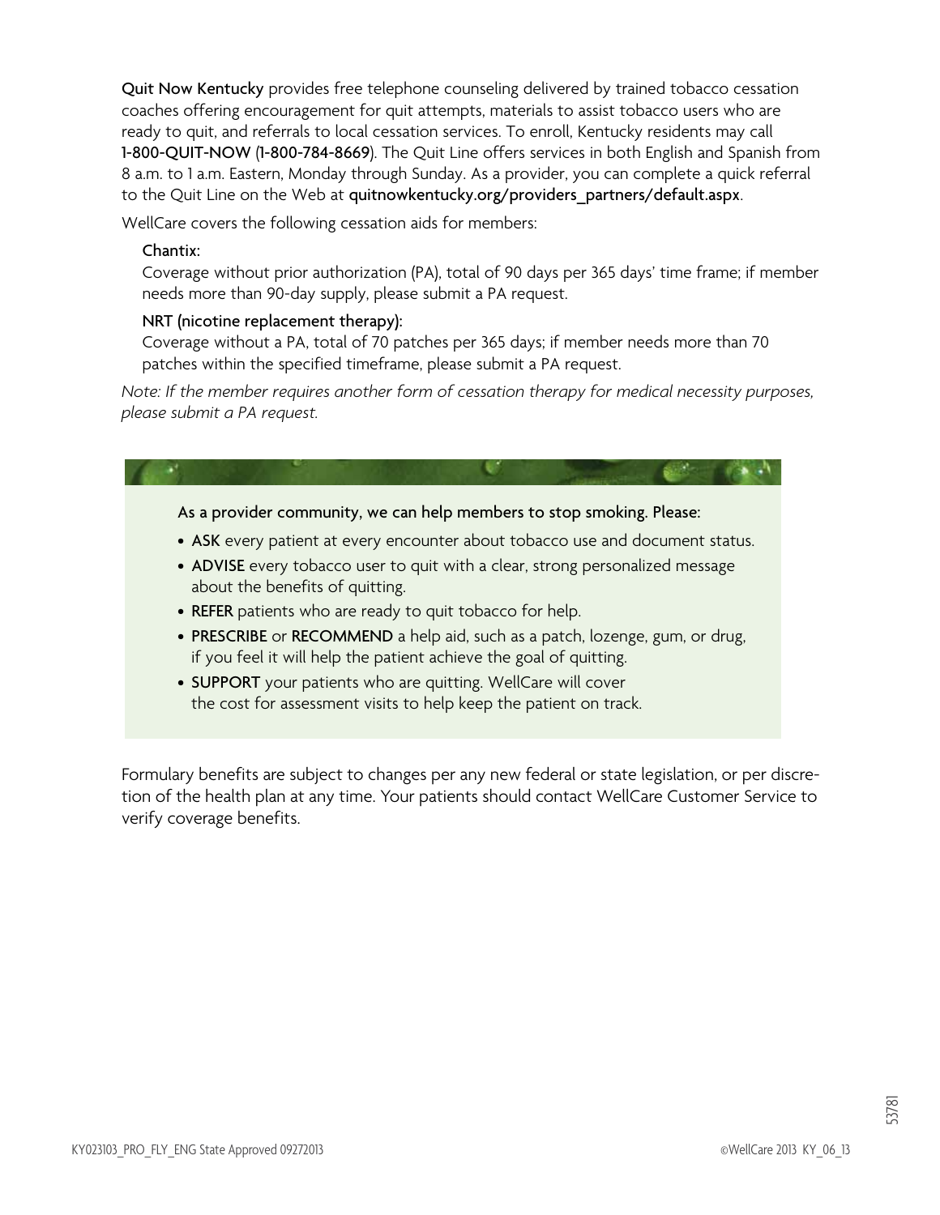**Quit Now Kentucky** provides free telephone counseling delivered by trained tobacco cessation coaches offering encouragement for quit attempts, materials to assist tobacco users who are ready to quit, and referrals to local cessation services. To enroll, Kentucky residents may call **1-800-QUIT-NOW** (**1-800-784-8669**). The Quit Line offers services in both English and Spanish from 8 a.m. to 1 a.m. Eastern, Monday through Sunday. As a provider, you can complete a quick referral to the Quit Line on the Web at **quitnowkentucky.org/providers_partners/default.aspx**.

WellCare covers the following cessation aids for members:

**Chantix:**
Coverage without prior authorization (PA), total of 90 days per 365 days' time frame; if member needs more than 90-day supply, please submit a PA request.

**NRT (nicotine replacement therapy):**
Coverage without a PA, total of 70 patches per 365 days; if member needs more than 70 patches within the specified timeframe, please submit a PA request.

*Note: If the member requires another form of cessation therapy for medical necessity purposes, please submit a PA request.*

As a provider community, we can help members to stop smoking. Please:

- **ASK** every patient at every encounter about tobacco use and document status.
- **ADVISE** every tobacco user to quit with a clear, strong personalized message about the benefits of quitting.
- **REFER** patients who are ready to quit tobacco for help.
- **PRESCRIBE** or **RECOMMEND** a help aid, such as a patch, lozenge, gum, or drug, if you feel it will help the patient achieve the goal of quitting.
- **SUPPORT** your patients who are quitting. WellCare will cover the cost for assessment visits to help keep the patient on track.

Formulary benefits are subject to changes per any new federal or state legislation, or per discretion of the health plan at any time. Your patients should contact WellCare Customer Service to verify coverage benefits.

KY023103_PRO_FLY_ENG State Approved 09272013

©WellCare 2013 KY_06_13

53781